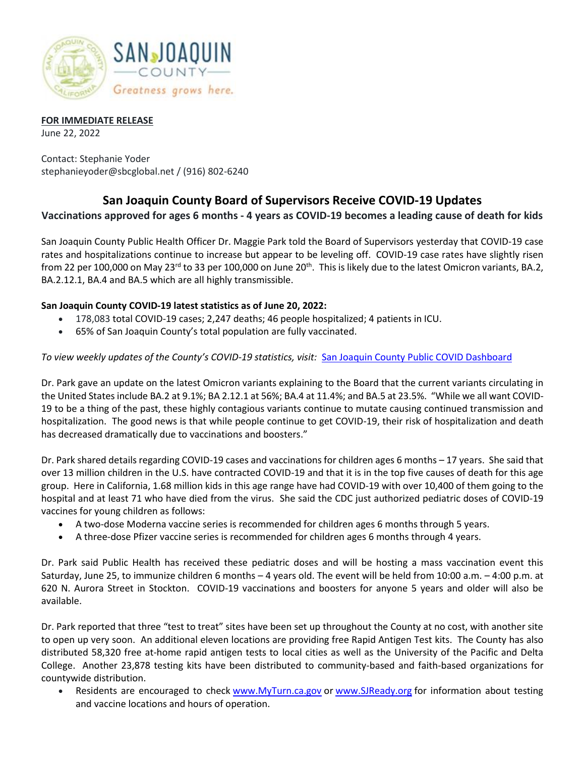**FOR IMMEDIATE RELEASE**
June 22, 2022

Contact: Stephanie Yoder
stephanieyoder@sbcglobal.net / (916) 802-6240

# San Joaquin County Board of Supervisors Receive COVID-19 Updates

## Vaccinations approved for ages 6 months - 4 years as COVID-19 becomes a leading cause of death for kids

San Joaquin County Public Health Officer Dr. Maggie Park told the Board of Supervisors yesterday that COVID-19 case rates and hospitalizations continue to increase but appear to be leveling off. COVID-19 case rates have slightly risen from 22 per 100,000 on May 23rd to 33 per 100,000 on June 20th. This is likely due to the latest Omicron variants, BA.2, BA.2.12.1, BA.4 and BA.5 which are all highly transmissible.

**San Joaquin County COVID-19 latest statistics as of June 20, 2022:**

- 178,083 total COVID-19 cases; 2,247 deaths; 46 people hospitalized; 4 patients in ICU.
- 65% of San Joaquin County's total population are fully vaccinated.

*To view weekly updates of the County's COVID-19 statistics, visit:* [San Joaquin County Public COVID Dashboard]()

Dr. Park gave an update on the latest Omicron variants explaining to the Board that the current variants circulating in the United States include BA.2 at 9.1%; BA 2.12.1 at 56%; BA.4 at 11.4%; and BA.5 at 23.5%. "While we all want COVID-19 to be a thing of the past, these highly contagious variants continue to mutate causing continued transmission and hospitalization. The good news is that while people continue to get COVID-19, their risk of hospitalization and death has decreased dramatically due to vaccinations and boosters."

Dr. Park shared details regarding COVID-19 cases and vaccinations for children ages 6 months – 17 years. She said that over 13 million children in the U.S. have contracted COVID-19 and that it is in the top five causes of death for this age group. Here in California, 1.68 million kids in this age range have had COVID-19 with over 10,400 of them going to the hospital and at least 71 who have died from the virus. She said the CDC just authorized pediatric doses of COVID-19 vaccines for young children as follows:

- A two-dose Moderna vaccine series is recommended for children ages 6 months through 5 years.
- A three-dose Pfizer vaccine series is recommended for children ages 6 months through 4 years.

Dr. Park said Public Health has received these pediatric doses and will be hosting a mass vaccination event this Saturday, June 25, to immunize children 6 months – 4 years old. The event will be held from 10:00 a.m. – 4:00 p.m. at 620 N. Aurora Street in Stockton. COVID-19 vaccinations and boosters for anyone 5 years and older will also be available.

Dr. Park reported that three "test to treat" sites have been set up throughout the County at no cost, with another site to open up very soon. An additional eleven locations are providing free Rapid Antigen Test kits. The County has also distributed 58,320 free at-home rapid antigen tests to local cities as well as the University of the Pacific and Delta College. Another 23,878 testing kits have been distributed to community-based and faith-based organizations for countywide distribution.

- Residents are encouraged to check [www.MyTurn.ca.gov](http://www.MyTurn.ca.gov) or [www.SJReady.org](http://www.SJReady.org) for information about testing and vaccine locations and hours of operation.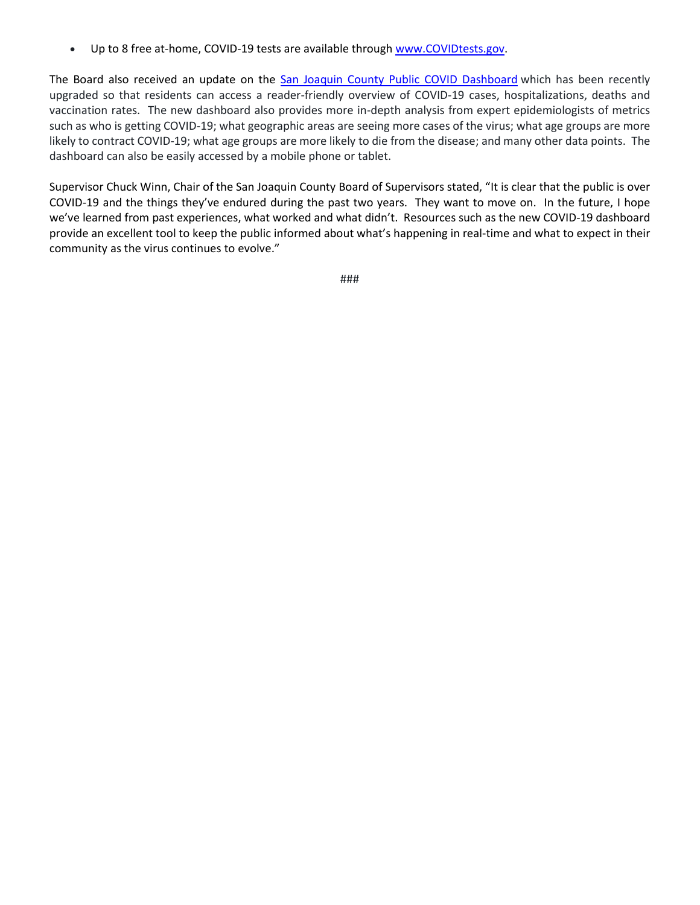- Up to 8 free at-home, COVID-19 tests are available through www.COVIDtests.gov.

The Board also received an update on the San Joaquin County Public COVID Dashboard which has been recently upgraded so that residents can access a reader-friendly overview of COVID-19 cases, hospitalizations, deaths and vaccination rates. The new dashboard also provides more in-depth analysis from expert epidemiologists of metrics such as who is getting COVID-19; what geographic areas are seeing more cases of the virus; what age groups are more likely to contract COVID-19; what age groups are more likely to die from the disease; and many other data points. The dashboard can also be easily accessed by a mobile phone or tablet.

Supervisor Chuck Winn, Chair of the San Joaquin County Board of Supervisors stated, "It is clear that the public is over COVID-19 and the things they've endured during the past two years. They want to move on. In the future, I hope we've learned from past experiences, what worked and what didn't. Resources such as the new COVID-19 dashboard provide an excellent tool to keep the public informed about what's happening in real-time and what to expect in their community as the virus continues to evolve."

###